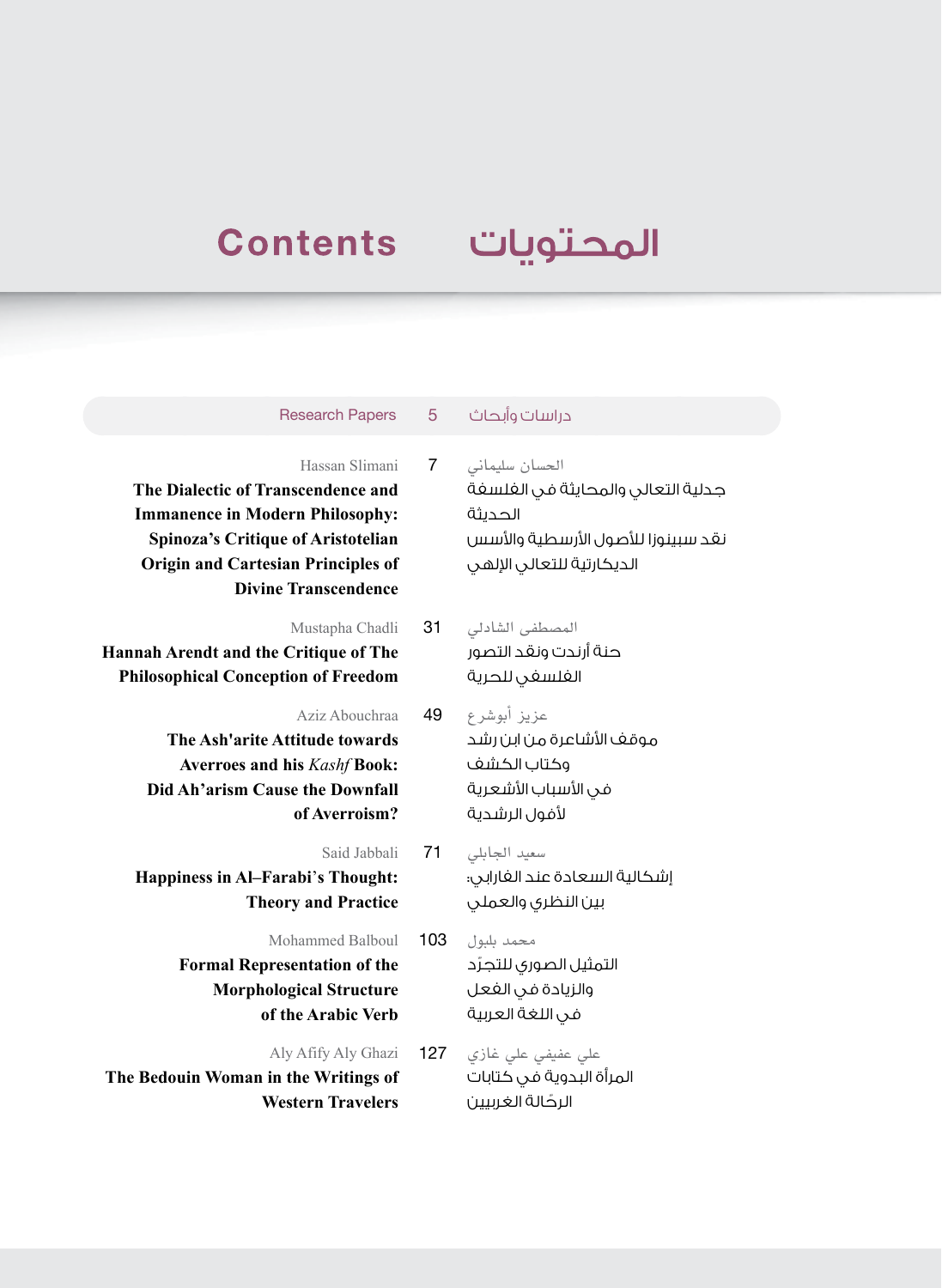# Contents المحتويات

| Research Papers | 5 | دراسات وأبحاث |
| --- | --- | --- |
| Hassan Slimani<br>**The Dialectic of Transcendence and Immanence in Modern Philosophy: Spinoza's Critique of Aristotelian Origin and Cartesian Principles of Divine Transcendence** | 7 | الحسان سليماني<br>جدلية التعالي والمحايثة في الفلسفة الحديثة<br>نقد سبينوزا للأصول الأرسطية والأسس الديكارتية للتعالي الإلهي |
| Mustapha Chadli<br>**Hannah Arendt and the Critique of The Philosophical Conception of Freedom** | 31 | المصطفى الشادلي<br>حنة أرندت ونقد التصور الفلسفي للحرية |
| Aziz Abouchraa<br>**The Ash'arite Attitude towards Averroes and his *Kashf* Book: Did Ah'arism Cause the Downfall of Averroism?** | 49 | عزيز أبوشرع<br>موقف الأشاعرة من ابن رشد وكتاب الكشف<br>في الأسباب الأشعرية لأفول الرشدية |
| Said Jabbali<br>**Happiness in Al–Farabi's Thought: Theory and Practice** | 71 | سعيد الجابلي<br>إشكالية السعادة عند الفارابي:<br>بين النظري والعملي |
| Mohammed Balboul<br>**Formal Representation of the Morphological Structure of the Arabic Verb** | 103 | محمد بلبول<br>التمثيل الصوري للتجرّد والزيادة في الفعل في اللغة العربية |
| Aly Afify Aly Ghazi<br>**The Bedouin Woman in the Writings of Western Travelers** | 127 | علي عفيفي علي غازي<br>المرأة البدوية في كتابات الرحّالة الغربيين |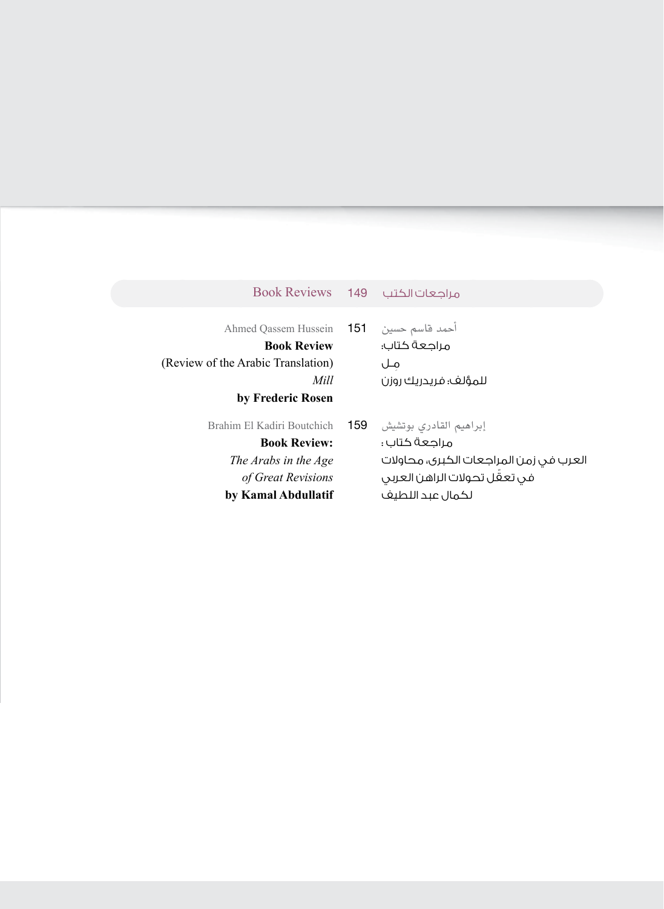## Book Reviews 149 مراجعات الكتب

Ahmed Qassem Hussein 151 أحمد قاسم حسين

**Book Review** مراجعة كتاب:

(Review of the Arabic Translation) مِـل

*Mill* للمؤلف: فريدريك روزن

**by Frederic Rosen**

Brahim El Kadiri Boutchich 159 إبراهيم القادري بوتشيش

**Book Review:** مراجعة كتاب :

*The Arabs in the Age of Great Revisions* العرب في زمن المراجعات الكبرى، محاولات في تعقّل تحولات الراهن العربي

**by Kamal Abdullatif** لكمال عبد اللطيف